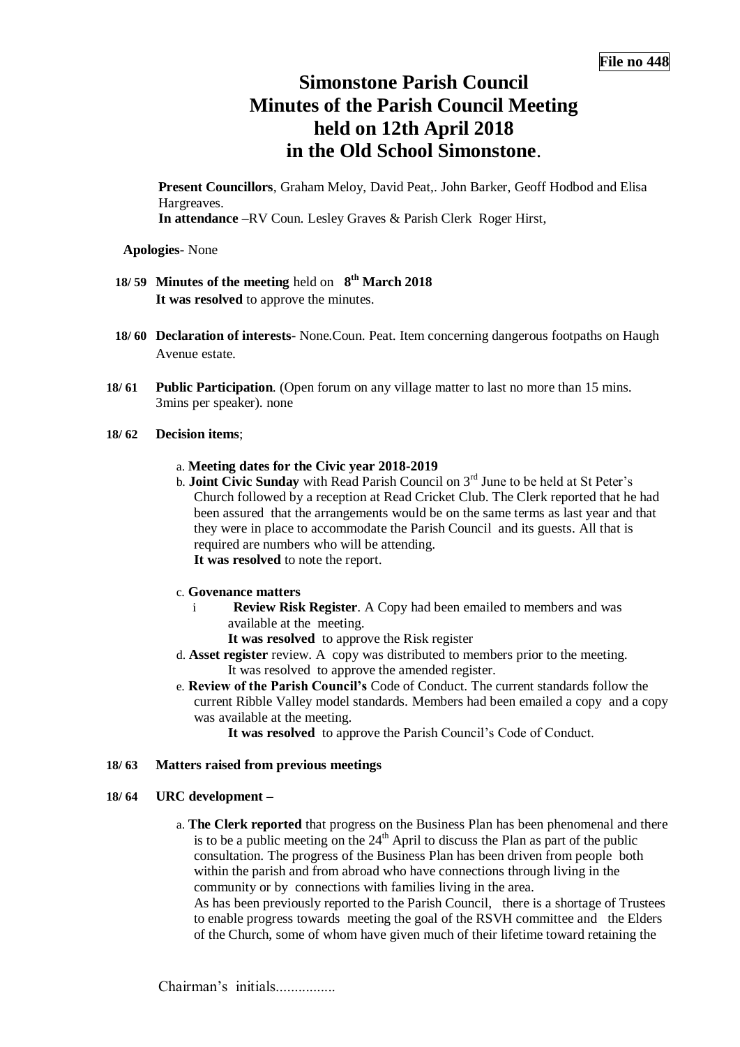**File no 448**

# Simonstone Parish Council
# Minutes of the Parish Council Meeting held on 12th April 2018 in the Old School Simonstone.

**Present Councillors**, Graham Meloy, David Peat,. John Barker, Geoff Hodbod and Elisa Hargreaves.
**In attendance** –RV Coun. Lesley Graves & Parish Clerk Roger Hirst,

**Apologies**- None

**18/ 59 Minutes of the meeting** held on **8th March 2018**
**It was resolved** to approve the minutes.

**18/ 60 Declaration of interests-** None.Coun. Peat. Item concerning dangerous footpaths on Haugh Avenue estate.

**18/ 61 Public Participation**. (Open forum on any village matter to last no more than 15 mins. 3mins per speaker). none

**18/ 62 Decision items**;

a. **Meeting dates for the Civic year 2018-2019**

b. **Joint Civic Sunday** with Read Parish Council on 3rd June to be held at St Peter's Church followed by a reception at Read Cricket Club. The Clerk reported that he had been assured that the arrangements would be on the same terms as last year and that they were in place to accommodate the Parish Council and its guests. All that is required are numbers who will be attending.
**It was resolved** to note the report.

c. **Govenance matters**

i **Review Risk Register**. A Copy had been emailed to members and was available at the meeting.
**It was resolved** to approve the Risk register

d. **Asset register** review. A copy was distributed to members prior to the meeting.
It was resolved to approve the amended register.

e. **Review of the Parish Council's** Code of Conduct. The current standards follow the current Ribble Valley model standards. Members had been emailed a copy and a copy was available at the meeting.
**It was resolved** to approve the Parish Council's Code of Conduct.

**18/ 63 Matters raised from previous meetings**

**18/ 64 URC development –**

a. **The Clerk reported** that progress on the Business Plan has been phenomenal and there is to be a public meeting on the 24th April to discuss the Plan as part of the public consultation. The progress of the Business Plan has been driven from people both within the parish and from abroad who have connections through living in the community or by connections with families living in the area.
As has been previously reported to the Parish Council, there is a shortage of Trustees to enable progress towards meeting the goal of the RSVH committee and the Elders of the Church, some of whom have given much of their lifetime toward retaining the

Chairman's initials................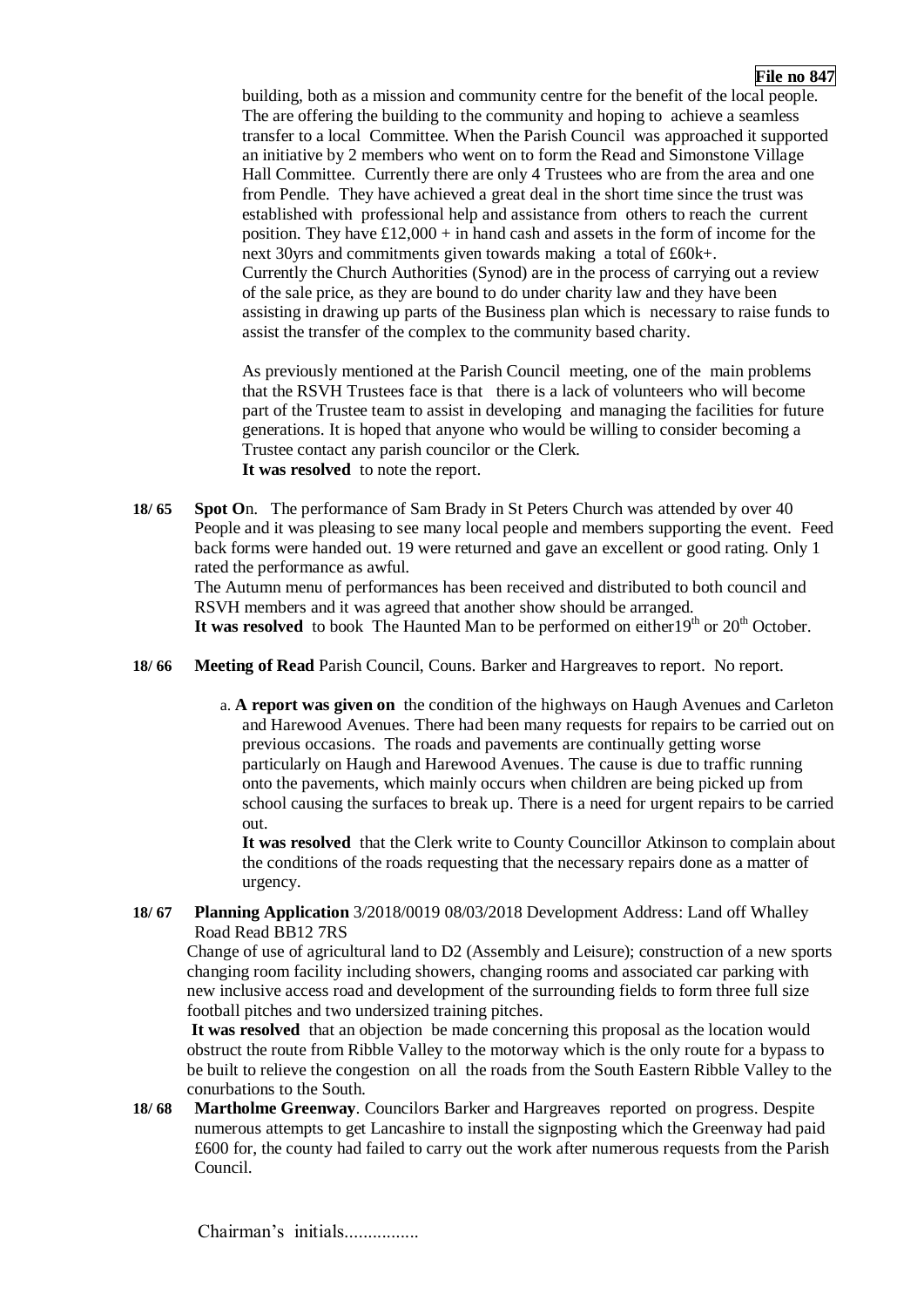**File no 847**

building, both as a mission and community centre for the benefit of the local people. The are offering the building to the community and hoping to achieve a seamless transfer to a local Committee. When the Parish Council was approached it supported an initiative by 2 members who went on to form the Read and Simonstone Village Hall Committee. Currently there are only 4 Trustees who are from the area and one from Pendle. They have achieved a great deal in the short time since the trust was established with professional help and assistance from others to reach the current position. They have £12,000 + in hand cash and assets in the form of income for the next 30yrs and commitments given towards making a total of £60k+. Currently the Church Authorities (Synod) are in the process of carrying out a review of the sale price, as they are bound to do under charity law and they have been assisting in drawing up parts of the Business plan which is necessary to raise funds to assist the transfer of the complex to the community based charity.

As previously mentioned at the Parish Council meeting, one of the main problems that the RSVH Trustees face is that there is a lack of volunteers who will become part of the Trustee team to assist in developing and managing the facilities for future generations. It is hoped that anyone who would be willing to consider becoming a Trustee contact any parish councilor or the Clerk.
**It was resolved** to note the report.

**18/ 65** **Spot On**. The performance of Sam Brady in St Peters Church was attended by over 40 People and it was pleasing to see many local people and members supporting the event. Feed back forms were handed out. 19 were returned and gave an excellent or good rating. Only 1 rated the performance as awful.
The Autumn menu of performances has been received and distributed to both council and RSVH members and it was agreed that another show should be arranged.
**It was resolved** to book The Haunted Man to be performed on either 19th or 20th October.

**18/ 66** **Meeting of Read** Parish Council, Couns. Barker and Hargreaves to report. No report.

a. **A report was given on** the condition of the highways on Haugh Avenues and Carleton and Harewood Avenues. There had been many requests for repairs to be carried out on previous occasions. The roads and pavements are continually getting worse particularly on Haugh and Harewood Avenues. The cause is due to traffic running onto the pavements, which mainly occurs when children are being picked up from school causing the surfaces to break up. There is a need for urgent repairs to be carried out.
**It was resolved** that the Clerk write to County Councillor Atkinson to complain about the conditions of the roads requesting that the necessary repairs done as a matter of urgency.

**18/ 67** **Planning Application** 3/2018/0019 08/03/2018 Development Address: Land off Whalley Road Read BB12 7RS
Change of use of agricultural land to D2 (Assembly and Leisure); construction of a new sports changing room facility including showers, changing rooms and associated car parking with new inclusive access road and development of the surrounding fields to form three full size football pitches and two undersized training pitches.
**It was resolved** that an objection be made concerning this proposal as the location would obstruct the route from Ribble Valley to the motorway which is the only route for a bypass to be built to relieve the congestion on all the roads from the South Eastern Ribble Valley to the conurbations to the South.

**18/ 68** **Martholme Greenway**. Councilors Barker and Hargreaves reported on progress. Despite numerous attempts to get Lancashire to install the signposting which the Greenway had paid £600 for, the county had failed to carry out the work after numerous requests from the Parish Council.

Chairman's initials................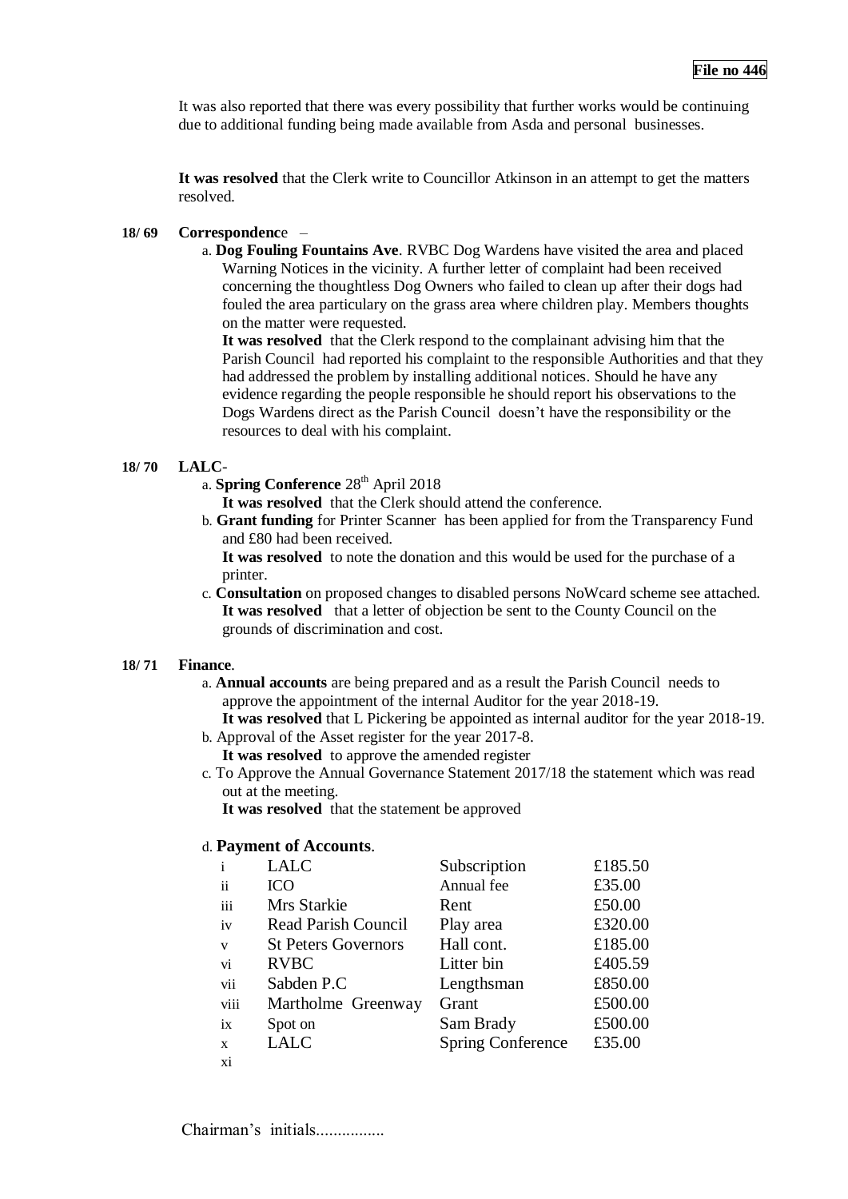It was also reported that there was every possibility that further works would be continuing due to additional funding being made available from Asda and personal businesses.

**It was resolved** that the Clerk write to Councillor Atkinson in an attempt to get the matters resolved.

**18/ 69 Correspondenc**e –

a. **Dog Fouling Fountains Ave**. RVBC Dog Wardens have visited the area and placed Warning Notices in the vicinity. A further letter of complaint had been received concerning the thoughtless Dog Owners who failed to clean up after their dogs had fouled the area particulary on the grass area where children play. Members thoughts on the matter were requested.
**It was resolved** that the Clerk respond to the complainant advising him that the Parish Council had reported his complaint to the responsible Authorities and that they had addressed the problem by installing additional notices. Should he have any evidence regarding the people responsible he should report his observations to the Dogs Wardens direct as the Parish Council doesn't have the responsibility or the resources to deal with his complaint.

**18/ 70 LALC**-

a. **Spring Conference** 28th April 2018
**It was resolved** that the Clerk should attend the conference.

b. **Grant funding** for Printer Scanner has been applied for from the Transparency Fund and £80 had been received.
**It was resolved** to note the donation and this would be used for the purchase of a printer.

c. **Consultation** on proposed changes to disabled persons NoWcard scheme see attached.
**It was resolved** that a letter of objection be sent to the County Council on the grounds of discrimination and cost.

**18/ 71 Finance**.

a. **Annual accounts** are being prepared and as a result the Parish Council needs to approve the appointment of the internal Auditor for the year 2018-19.
**It was resolved** that L Pickering be appointed as internal auditor for the year 2018-19.

b. Approval of the Asset register for the year 2017-8.
**It was resolved** to approve the amended register

c. To Approve the Annual Governance Statement 2017/18 the statement which was read out at the meeting.
**It was resolved** that the statement be approved

d. **Payment of Accounts**.

| | | | |
|---|---|---|---|
| i | LALC | Subscription | £185.50 |
| ii | ICO | Annual fee | £35.00 |
| iii | Mrs Starkie | Rent | £50.00 |
| iv | Read Parish Council | Play area | £320.00 |
| v | St Peters Governors | Hall cont. | £185.00 |
| vi | RVBC | Litter bin | £405.59 |
| vii | Sabden P.C | Lengthsman | £850.00 |
| viii | Martholme Greenway | Grant | £500.00 |
| ix | Spot on | Sam Brady | £500.00 |
| x | LALC | Spring Conference | £35.00 |
| xi | | | |

Chairman's initials................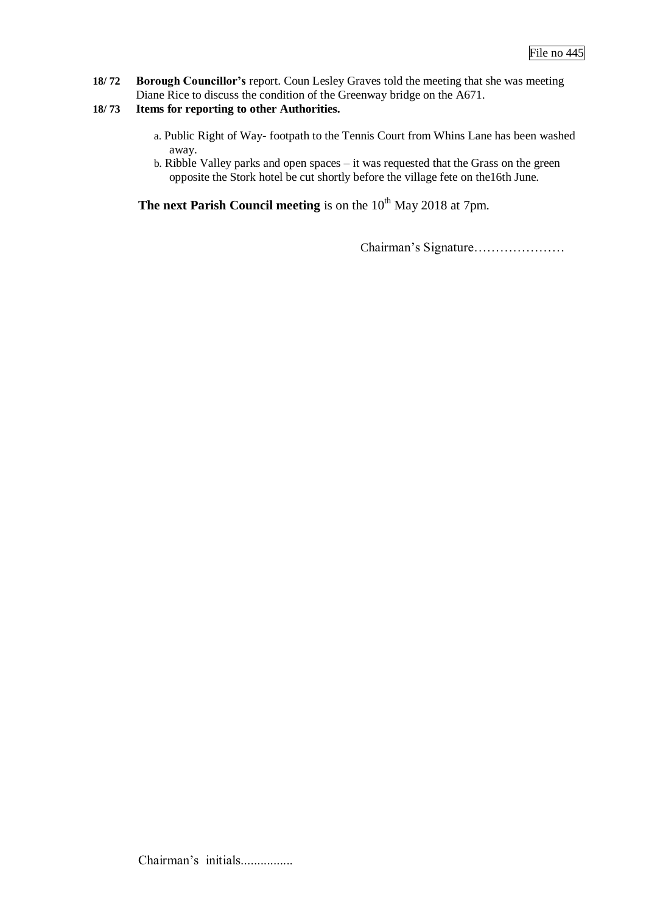File no 445

**18/ 72** **Borough Councillor's** report. Coun Lesley Graves told the meeting that she was meeting Diane Rice to discuss the condition of the Greenway bridge on the A671.

**18/ 73** **Items for reporting to other Authorities.**

a. Public Right of Way- footpath to the Tennis Court from Whins Lane has been washed away.

b. Ribble Valley parks and open spaces – it was requested that the Grass on the green opposite the Stork hotel be cut shortly before the village fete on the16th June.

**The next Parish Council meeting** is on the 10th May 2018 at 7pm.

Chairman's Signature…………………

Chairman's initials................